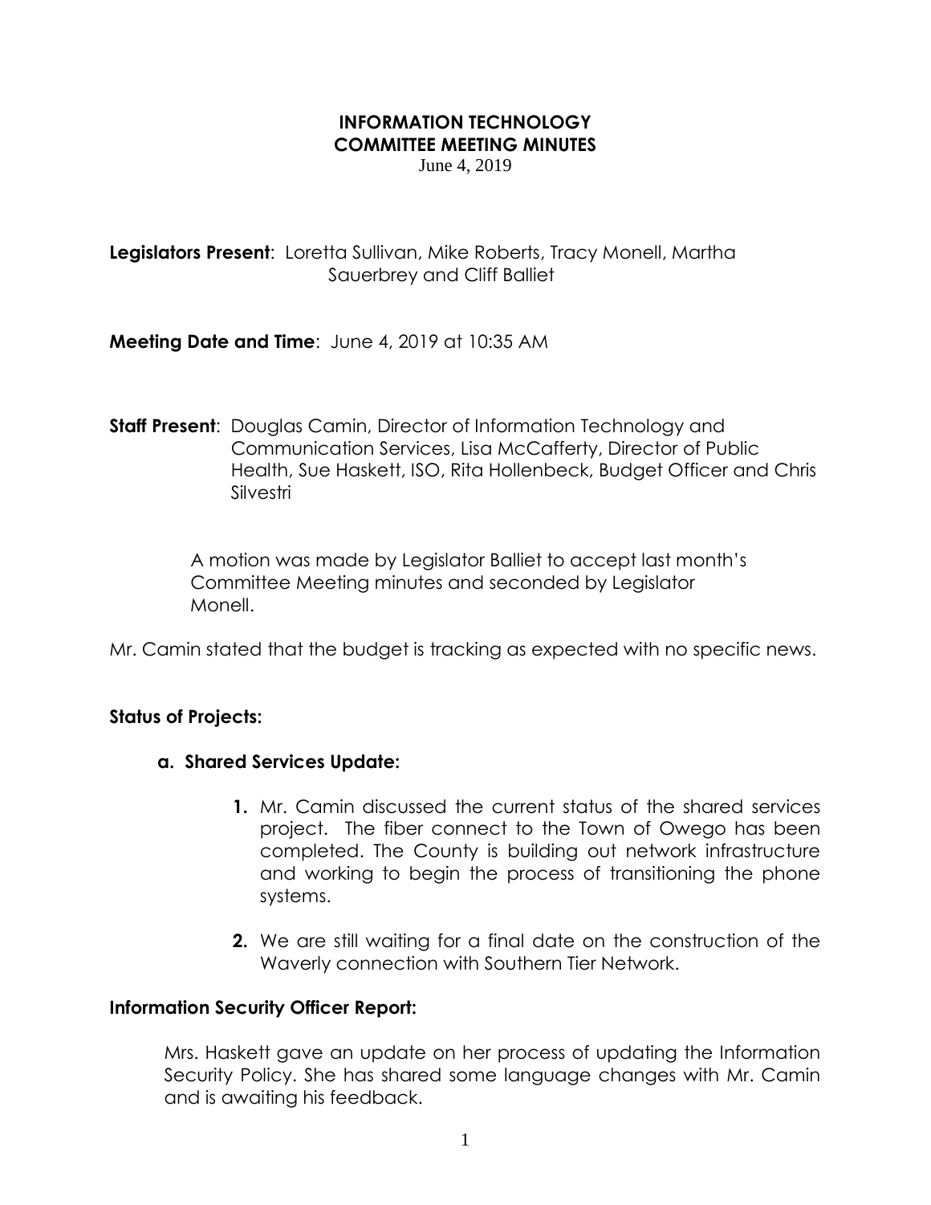# INFORMATION TECHNOLOGY COMMITTEE MEETING MINUTES

June 4, 2019

**Legislators Present**: Loretta Sullivan, Mike Roberts, Tracy Monell, Martha Sauerbrey and Cliff Balliet

**Meeting Date and Time**: June 4, 2019 at 10:35 AM

**Staff Present**: Douglas Camin, Director of Information Technology and Communication Services, Lisa McCafferty, Director of Public Health, Sue Haskett, ISO, Rita Hollenbeck, Budget Officer and Chris Silvestri

A motion was made by Legislator Balliet to accept last month's Committee Meeting minutes and seconded by Legislator Monell.

Mr. Camin stated that the budget is tracking as expected with no specific news.

**Status of Projects:**

**a. Shared Services Update:**

1. Mr. Camin discussed the current status of the shared services project. The fiber connect to the Town of Owego has been completed. The County is building out network infrastructure and working to begin the process of transitioning the phone systems.
2. We are still waiting for a final date on the construction of the Waverly connection with Southern Tier Network.

**Information Security Officer Report:**

Mrs. Haskett gave an update on her process of updating the Information Security Policy. She has shared some language changes with Mr. Camin and is awaiting his feedback.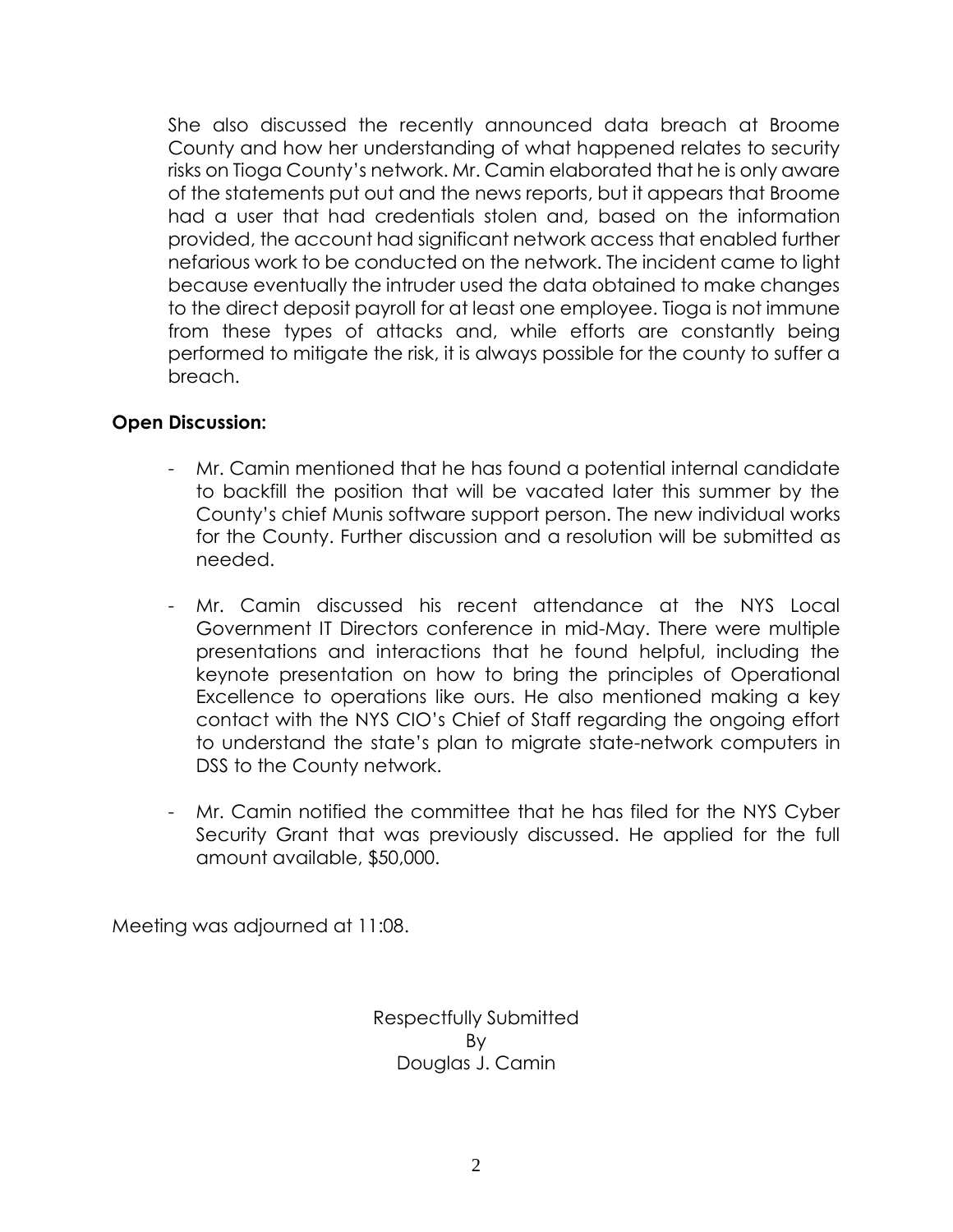She also discussed the recently announced data breach at Broome County and how her understanding of what happened relates to security risks on Tioga County's network. Mr. Camin elaborated that he is only aware of the statements put out and the news reports, but it appears that Broome had a user that had credentials stolen and, based on the information provided, the account had significant network access that enabled further nefarious work to be conducted on the network. The incident came to light because eventually the intruder used the data obtained to make changes to the direct deposit payroll for at least one employee. Tioga is not immune from these types of attacks and, while efforts are constantly being performed to mitigate the risk, it is always possible for the county to suffer a breach.

**Open Discussion:**

- Mr. Camin mentioned that he has found a potential internal candidate to backfill the position that will be vacated later this summer by the County's chief Munis software support person. The new individual works for the County. Further discussion and a resolution will be submitted as needed.

- Mr. Camin discussed his recent attendance at the NYS Local Government IT Directors conference in mid-May. There were multiple presentations and interactions that he found helpful, including the keynote presentation on how to bring the principles of Operational Excellence to operations like ours. He also mentioned making a key contact with the NYS CIO's Chief of Staff regarding the ongoing effort to understand the state's plan to migrate state-network computers in DSS to the County network.

- Mr. Camin notified the committee that he has filed for the NYS Cyber Security Grant that was previously discussed. He applied for the full amount available, $50,000.

Meeting was adjourned at 11:08.

Respectfully Submitted
By
Douglas J. Camin